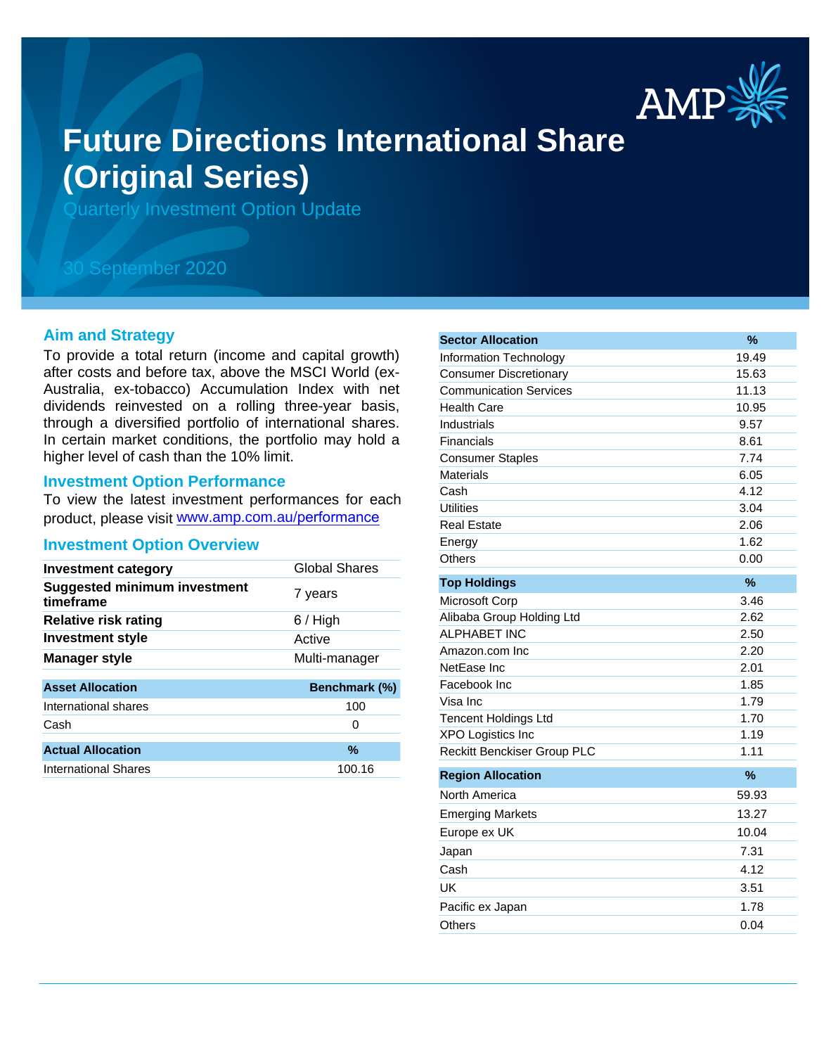# Future Directions International Share (Original Series)

Quarterly Investment Option Update

30 September 2020

## Aim and Strategy

To provide a total return (income and capital growth) after costs and before tax, above the MSCI World (ex-Australia, ex-tobacco) Accumulation Index with net dividends reinvested on a rolling three-year basis, through a diversified portfolio of international shares. In certain market conditions, the portfolio may hold a higher level of cash than the 10% limit.

## Investment Option Performance

To view the latest investment performances for each product, please visit www.amp.com.au/performance

## Investment Option Overview

| | |
|---|---|
| **Investment category** | Global Shares |
| **Suggested minimum investment timeframe** | 7 years |
| **Relative risk rating** | 6 / High |
| **Investment style** | Active |
| **Manager style** | Multi-manager |

| Asset Allocation | Benchmark (%) |
|---|---|
| International shares | 100 |
| Cash | 0 |

| Actual Allocation | % |
|---|---|
| International Shares | 100.16 |

| Sector Allocation | % |
|---|---|
| Information Technology | 19.49 |
| Consumer Discretionary | 15.63 |
| Communication Services | 11.13 |
| Health Care | 10.95 |
| Industrials | 9.57 |
| Financials | 8.61 |
| Consumer Staples | 7.74 |
| Materials | 6.05 |
| Cash | 4.12 |
| Utilities | 3.04 |
| Real Estate | 2.06 |
| Energy | 1.62 |
| Others | 0.00 |

| Top Holdings | % |
|---|---|
| Microsoft Corp | 3.46 |
| Alibaba Group Holding Ltd | 2.62 |
| ALPHABET INC | 2.50 |
| Amazon.com Inc | 2.20 |
| NetEase Inc | 2.01 |
| Facebook Inc | 1.85 |
| Visa Inc | 1.79 |
| Tencent Holdings Ltd | 1.70 |
| XPO Logistics Inc | 1.19 |
| Reckitt Benckiser Group PLC | 1.11 |

| Region Allocation | % |
|---|---|
| North America | 59.93 |
| Emerging Markets | 13.27 |
| Europe ex UK | 10.04 |
| Japan | 7.31 |
| Cash | 4.12 |
| UK | 3.51 |
| Pacific ex Japan | 1.78 |
| Others | 0.04 |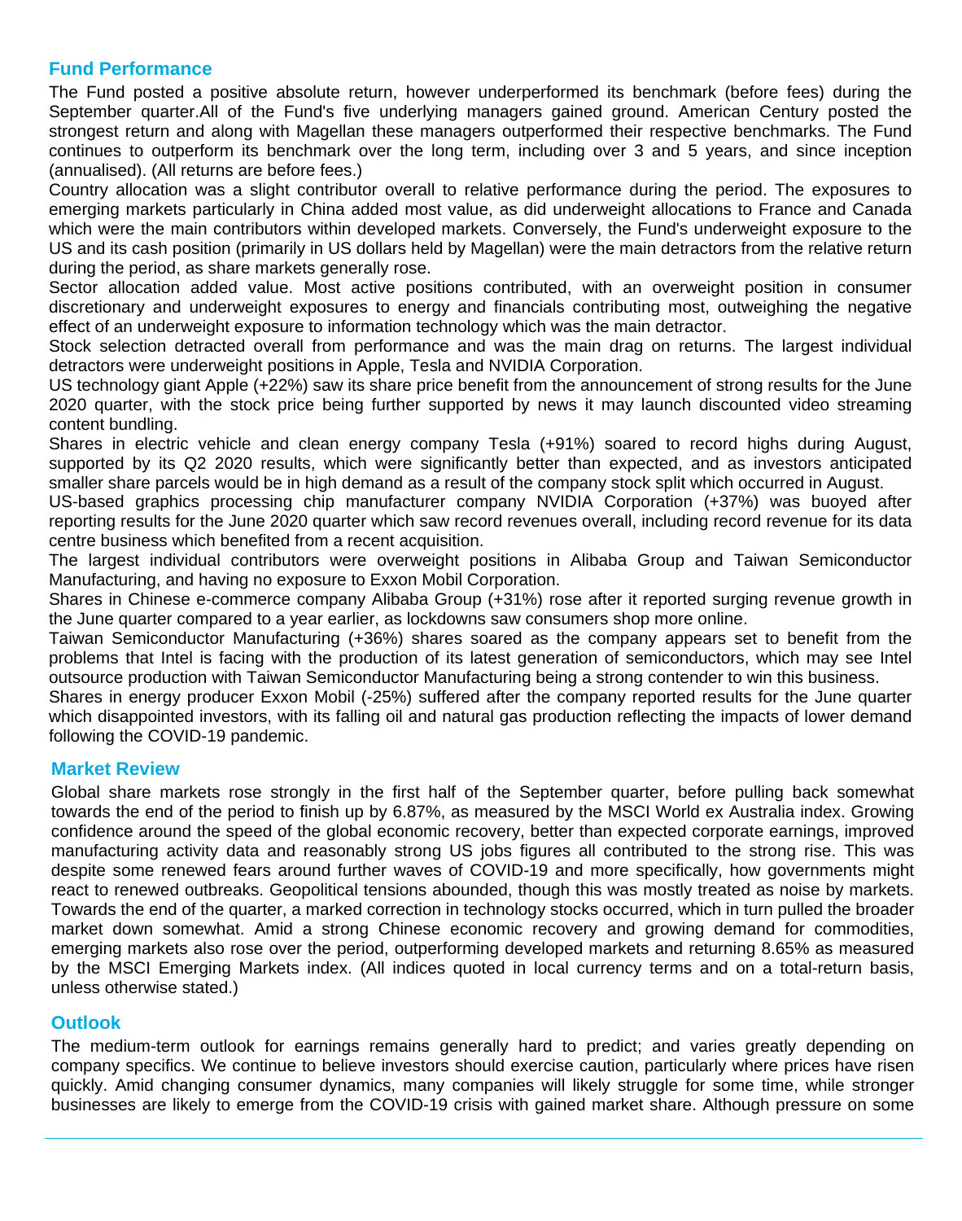## Fund Performance

The Fund posted a positive absolute return, however underperformed its benchmark (before fees) during the September quarter.All of the Fund's five underlying managers gained ground. American Century posted the strongest return and along with Magellan these managers outperformed their respective benchmarks. The Fund continues to outperform its benchmark over the long term, including over 3 and 5 years, and since inception (annualised). (All returns are before fees.)

Country allocation was a slight contributor overall to relative performance during the period. The exposures to emerging markets particularly in China added most value, as did underweight allocations to France and Canada which were the main contributors within developed markets. Conversely, the Fund's underweight exposure to the US and its cash position (primarily in US dollars held by Magellan) were the main detractors from the relative return during the period, as share markets generally rose.

Sector allocation added value. Most active positions contributed, with an overweight position in consumer discretionary and underweight exposures to energy and financials contributing most, outweighing the negative effect of an underweight exposure to information technology which was the main detractor.

Stock selection detracted overall from performance and was the main drag on returns. The largest individual detractors were underweight positions in Apple, Tesla and NVIDIA Corporation.

US technology giant Apple (+22%) saw its share price benefit from the announcement of strong results for the June 2020 quarter, with the stock price being further supported by news it may launch discounted video streaming content bundling.

Shares in electric vehicle and clean energy company Tesla (+91%) soared to record highs during August, supported by its Q2 2020 results, which were significantly better than expected, and as investors anticipated smaller share parcels would be in high demand as a result of the company stock split which occurred in August.

US-based graphics processing chip manufacturer company NVIDIA Corporation (+37%) was buoyed after reporting results for the June 2020 quarter which saw record revenues overall, including record revenue for its data centre business which benefited from a recent acquisition.

The largest individual contributors were overweight positions in Alibaba Group and Taiwan Semiconductor Manufacturing, and having no exposure to Exxon Mobil Corporation.

Shares in Chinese e-commerce company Alibaba Group (+31%) rose after it reported surging revenue growth in the June quarter compared to a year earlier, as lockdowns saw consumers shop more online.

Taiwan Semiconductor Manufacturing (+36%) shares soared as the company appears set to benefit from the problems that Intel is facing with the production of its latest generation of semiconductors, which may see Intel outsource production with Taiwan Semiconductor Manufacturing being a strong contender to win this business.

Shares in energy producer Exxon Mobil (-25%) suffered after the company reported results for the June quarter which disappointed investors, with its falling oil and natural gas production reflecting the impacts of lower demand following the COVID-19 pandemic.

## Market Review

Global share markets rose strongly in the first half of the September quarter, before pulling back somewhat towards the end of the period to finish up by 6.87%, as measured by the MSCI World ex Australia index. Growing confidence around the speed of the global economic recovery, better than expected corporate earnings, improved manufacturing activity data and reasonably strong US jobs figures all contributed to the strong rise. This was despite some renewed fears around further waves of COVID-19 and more specifically, how governments might react to renewed outbreaks. Geopolitical tensions abounded, though this was mostly treated as noise by markets. Towards the end of the quarter, a marked correction in technology stocks occurred, which in turn pulled the broader market down somewhat. Amid a strong Chinese economic recovery and growing demand for commodities, emerging markets also rose over the period, outperforming developed markets and returning 8.65% as measured by the MSCI Emerging Markets index. (All indices quoted in local currency terms and on a total-return basis, unless otherwise stated.)

## Outlook

The medium-term outlook for earnings remains generally hard to predict; and varies greatly depending on company specifics. We continue to believe investors should exercise caution, particularly where prices have risen quickly. Amid changing consumer dynamics, many companies will likely struggle for some time, while stronger businesses are likely to emerge from the COVID-19 crisis with gained market share. Although pressure on some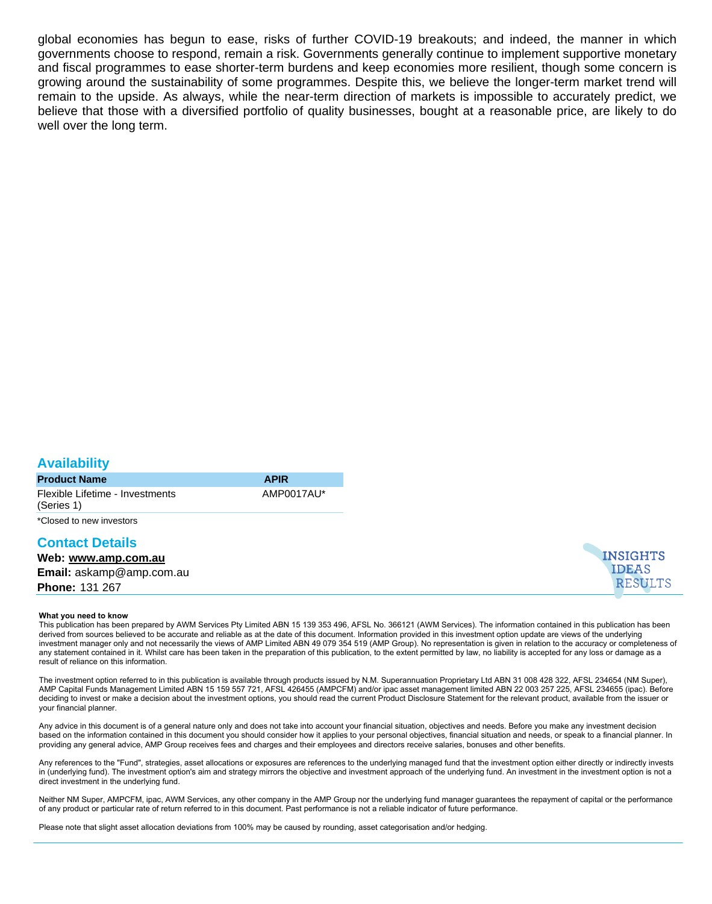global economies has begun to ease, risks of further COVID-19 breakouts; and indeed, the manner in which governments choose to respond, remain a risk. Governments generally continue to implement supportive monetary and fiscal programmes to ease shorter-term burdens and keep economies more resilient, though some concern is growing around the sustainability of some programmes. Despite this, we believe the longer-term market trend will remain to the upside. As always, while the near-term direction of markets is impossible to accurately predict, we believe that those with a diversified portfolio of quality businesses, bought at a reasonable price, are likely to do well over the long term.

## Availability

| Product Name | APIR |
|---|---|
| Flexible Lifetime - Investments (Series 1) | AMP0017AU* |

*Closed to new investors

## Contact Details

**Web:** **www.amp.com.au**
**Email:** askamp@amp.com.au
**Phone:** 131 267

INSIGHTS
IDEAS
RESULTS

**What you need to know**

This publication has been prepared by AWM Services Pty Limited ABN 15 139 353 496, AFSL No. 366121 (AWM Services). The information contained in this publication has been derived from sources believed to be accurate and reliable as at the date of this document. Information provided in this investment option update are views of the underlying investment manager only and not necessarily the views of AMP Limited ABN 49 079 354 519 (AMP Group). No representation is given in relation to the accuracy or completeness of any statement contained in it. Whilst care has been taken in the preparation of this publication, to the extent permitted by law, no liability is accepted for any loss or damage as a result of reliance on this information.

The investment option referred to in this publication is available through products issued by N.M. Superannuation Proprietary Ltd ABN 31 008 428 322, AFSL 234654 (NM Super), AMP Capital Funds Management Limited ABN 15 159 557 721, AFSL 426455 (AMPCFM) and/or ipac asset management limited ABN 22 003 257 225, AFSL 234655 (ipac). Before deciding to invest or make a decision about the investment options, you should read the current Product Disclosure Statement for the relevant product, available from the issuer or your financial planner.

Any advice in this document is of a general nature only and does not take into account your financial situation, objectives and needs. Before you make any investment decision based on the information contained in this document you should consider how it applies to your personal objectives, financial situation and needs, or speak to a financial planner. In providing any general advice, AMP Group receives fees and charges and their employees and directors receive salaries, bonuses and other benefits.

Any references to the "Fund", strategies, asset allocations or exposures are references to the underlying managed fund that the investment option either directly or indirectly invests in (underlying fund). The investment option's aim and strategy mirrors the objective and investment approach of the underlying fund. An investment in the investment option is not a direct investment in the underlying fund.

Neither NM Super, AMPCFM, ipac, AWM Services, any other company in the AMP Group nor the underlying fund manager guarantees the repayment of capital or the performance of any product or particular rate of return referred to in this document. Past performance is not a reliable indicator of future performance.

Please note that slight asset allocation deviations from 100% may be caused by rounding, asset categorisation and/or hedging.